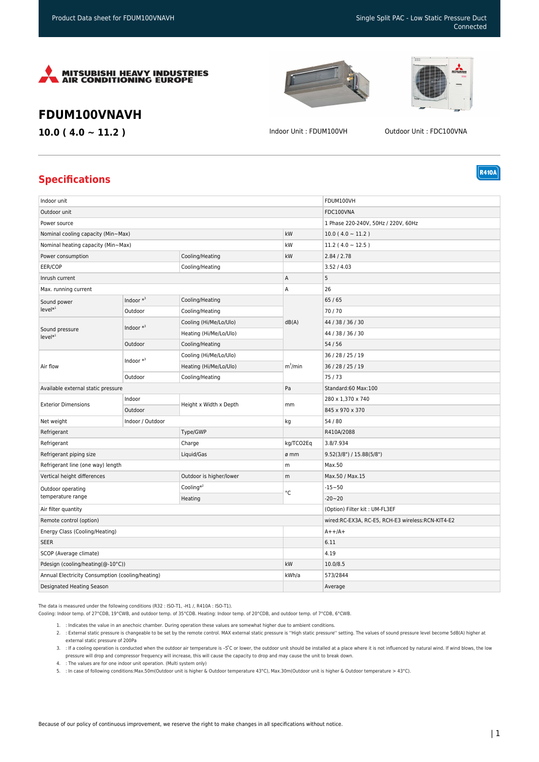Product Data sheet for FDUM100VNAVH

Single Split PAC - Low Static Pressure Duct Connected

MITSUBISHI HEAVY INDUSTRIES AIR CONDITIONING EUROPE

# FDUM100VNAVH

## 10.0 ( 4.0 ~ 11.2 )

Indoor Unit : FDUM100VH

Outdoor Unit : FDC100VNA

R410A

## Specifications

| Item | | | Unit | Value |
|---|---|---|---|---|
| Indoor unit | | | | FDUM100VH |
| Outdoor unit | | | | FDC100VNA |
| Power source | | | | 1 Phase 220-240V, 50Hz / 220V, 60Hz |
| Nominal cooling capacity (Min~Max) | | | kW | 10.0 ( 4.0 ~ 11.2 ) |
| Nominal heating capacity (Min~Max) | | | kW | 11.2 ( 4.0 ~ 12.5 ) |
| Power consumption | | Cooling/Heating | kW | 2.84 / 2.78 |
| EER/COP | | Cooling/Heating | | 3.52 / 4.03 |
| Inrush current | | | A | 5 |
| Max. running current | | | A | 26 |
| Sound power level*[1] | Indoor *[3] | Cooling/Heating | dB(A) | 65 / 65 |
| | Outdoor | Cooling/Heating | dB(A) | 70 / 70 |
| Sound pressure level*[1] | Indoor *[3] | Cooling (Hi/Me/Lo/Ulo) | dB(A) | 44 / 38 / 36 / 30 |
| | | Heating (Hi/Me/Lo/Ulo) | dB(A) | 44 / 38 / 36 / 30 |
| | Outdoor | Cooling/Heating | dB(A) | 54 / 56 |
| Air flow | Indoor *[3] | Cooling (Hi/Me/Lo/Ulo) | $m^3$/min | 36 / 28 / 25 / 19 |
| | | Heating (Hi/Me/Lo/Ulo) | $m^3$/min | 36 / 28 / 25 / 19 |
| | Outdoor | Cooling/Heating | $m^3$/min | 75 / 73 |
| Available external static pressure | | | Pa | Standard:60 Max:100 |
| Exterior Dimensions | Indoor | Height x Width x Depth | mm | 280 x 1,370 x 740 |
| | Outdoor | Height x Width x Depth | mm | 845 x 970 x 370 |
| Net weight | Indoor / Outdoor | | kg | 54 / 80 |
| Refrigerant | | Type/GWP | | R410A/2088 |
| Refrigerant | | Charge | kg/TCO2Eq | 3.8/7.934 |
| Refrigerant piping size | | Liquid/Gas | ø mm | 9.52(3/8") / 15.88(5/8") |
| Refrigerant line (one way) length | | | m | Max.50 |
| Vertical height differences | | Outdoor is higher/lower | m | Max.50 / Max.15 |
| Outdoor operating temperature range | | Cooling*[2] | °C | -15~50 |
| | | Heating | °C | -20~20 |
| Air filter quantity | | | | (Option) Filter kit : UM-FL3EF |
| Remote control (option) | | | | wired:RC-EX3A, RC-E5, RCH-E3 wireless:RCN-KIT4-E2 |
| Energy Class (Cooling/Heating) | | | | A++/A+ |
| SEER | | | | 6.11 |
| SCOP (Average climate) | | | | 4.19 |
| Pdesign (cooling/heating(@-10°C)) | | | kW | 10.0/8.5 |
| Annual Electricity Consumption (cooling/heating) | | | kWh/a | 573/2844 |
| Designated Heating Season | | | | Average |

The data is measured under the following conditions (R32 : ISO-T1, -H1 /, R410A : ISO-T1).
Cooling: Indoor temp. of 27°CDB, 19°CWB, and outdoor temp. of 35°CDB. Heating: Indoor temp. of 20°CDB, and outdoor temp. of 7°CDB, 6°CWB.

1. : Indicates the value in an anechoic chamber. During operation these values are somewhat higher due to ambient conditions.
2. : External static pressure is changeable to be set by the remote control. MAX external static pressure is "High static pressure" setting. The values of sound pressure level become 5dB(A) higher at external static pressure of 200Pa
3. : If a cooling operation is conducted when the outdoor air temperature is -5°C or lower, the outdoor unit should be installed at a place where it is not influenced by natural wind. If wind blows, the low pressure will drop and compressor frequency will increase, this will cause the capacity to drop and may cause the unit to break down.
4. : The values are for one indoor unit operation. (Multi system only)
5. : In case of following conditions:Max.50m(Outdoor unit is higher & Outdoor temperature 43°C), Max.30m(Outdoor unit is higher & Outdoor temperature > 43°C).

Because of our policy of continuous improvement, we reserve the right to make changes in all specifications without notice.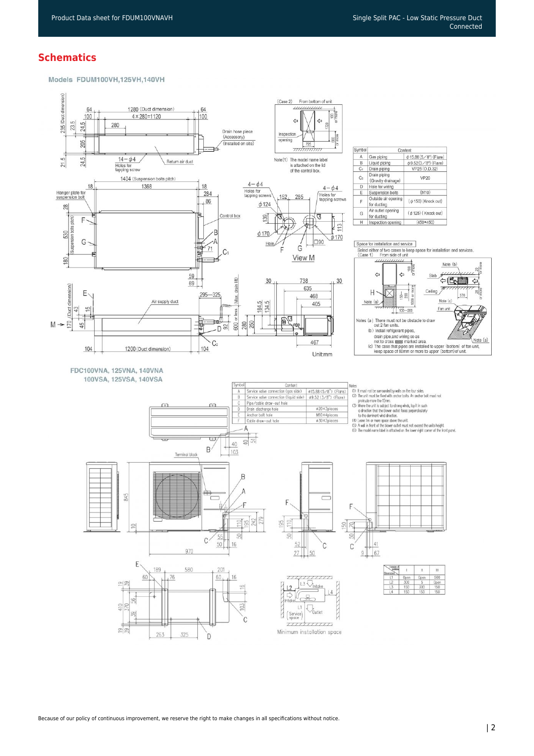## Schematics

### Models FDUM100VH,125VH,140VH

| Symbol | Content | |
|---|---|---|
| A | Gas piping | φ15.88(5/8") (Flare) |
| B | Liquid piping | φ9.52(3/8") (Flare) |
| C₁ | Drain piping | VP25 (O.D.32) |
| C₂ | Drain piping (Gravity drainage) | VP20 |
| D | Hole for wiring | |
| E | Suspension bolts | (M10) |
| F | Outside air opening for ducting | (φ150) (Knock out) |
| G | Air outlet opening for ducting | (φ125) (Knock out) |
| H | Inspection opening | (450×450) |

Note (1) The model name label is attached on the lid of the control box.

Space for installation and service

Select either of two cases to keep space for installation and services.

(Case 1) From side of unit

(Case 2) From bottom of unit

Notes (a) There must not be obstacle to draw out 2 fan units.
(b) Install refrigerant pipes, drain pipe and wiring so as not to cross marked area.
(c) The case that pipes are installed to upper (bottom) of fan unit, keep space of 60mm or more to upper (bottom) of unit.

Unit:mm

### FDC100VNA, 125VNA, 140VNA 100VSA, 125VSA, 140VSA

| Symbol | Content | |
|---|---|---|
| A | Service valve connection (gas side) | φ15.88 (5/8") (Flare) |
| B | Service valve connection (liquid side) | φ9.52 (3/8") (Flare) |
| C | Pipe/cable draw-out hole | |
| D | Drain discharge hole | φ20×3places |
| E | Anchor bolt hole | M10×4places |
| F | Cable draw-out hole | φ30×3places |

Notes
(1) It must not be surrounded by walls on the four sides.
(2) The unit must be fixed with anchor bolts. An anchor bolt must not protrude more than 15mm.
(3) Where the unit is subject to strong winds, lay it in such a direction that the blower outlet faces perpendicularly to the dominant wind direction.
(4) Leave 1m or more space above the unit.
(5) A wall in front of the blower outlet must not exceed the units height.
(6) The model name label is attached on the lower right corner of the front panel.

| Dimension / Examples of installation | I | II | III |
|---|---|---|---|
| L1 | Open | Open | 500 |
| L2 | 300 | 5 | Open |
| L3 | 150 | 300 | 150 |
| L4 | 150 | 150 | 150 |

Minimum installation space

Because of our policy of continuous improvement, we reserve the right to make changes in all specifications without notice.